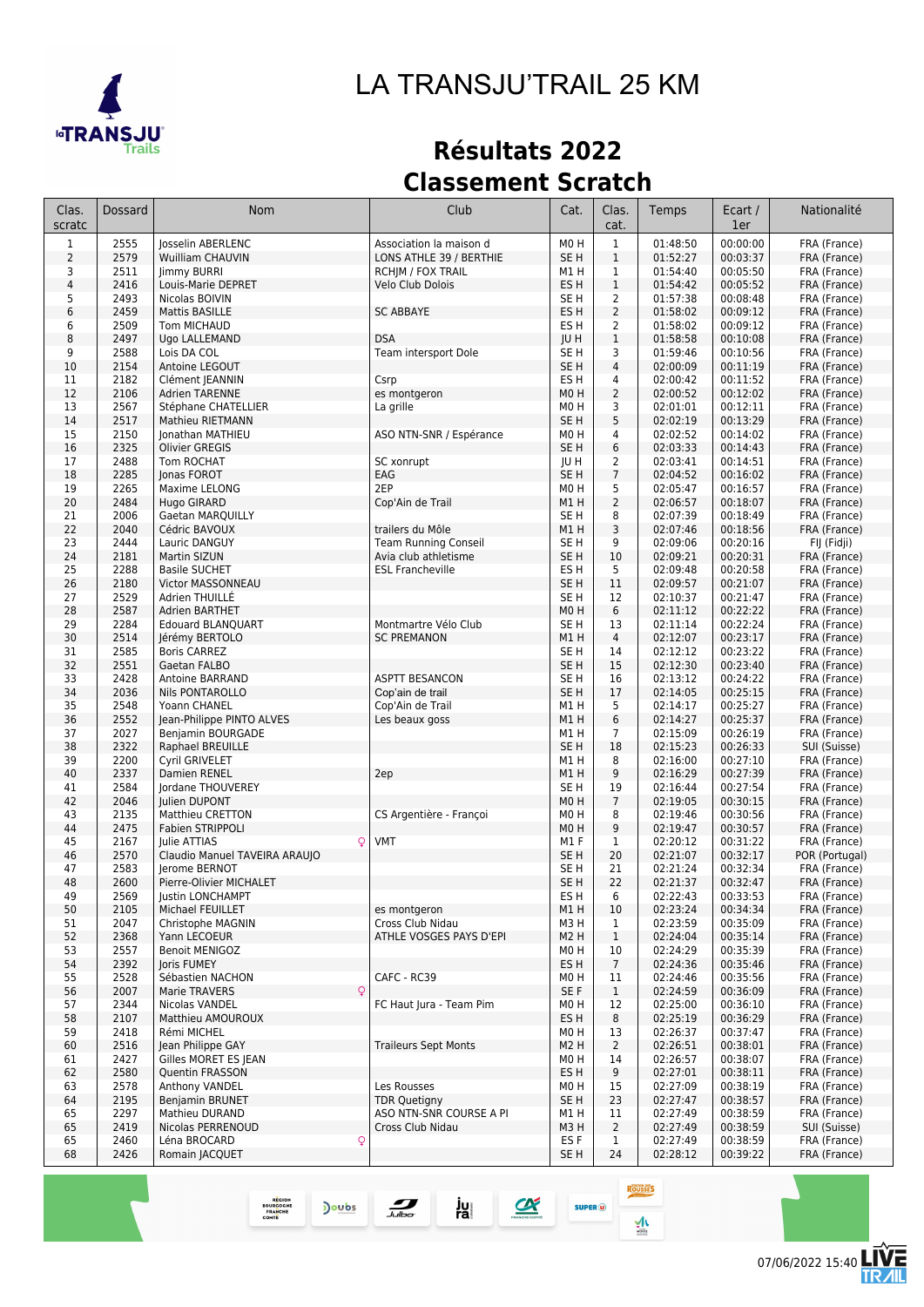# LA TRANSJU'TRAIL 25 KM

## Résultats 2022

## Classement Scratch

| Clas. scratc | Dossard | Nom | Club | Cat. | Clas. cat. | Temps | Ecart / 1er | Nationalité |
|---|---|---|---|---|---|---|---|---|
| 1 | 2555 | Josselin ABERLENC | Association la maison d | M0 H | 1 | 01:48:50 | 00:00:00 | FRA (France) |
| 2 | 2579 | Wuilliam CHAUVIN | LONS ATHLE 39 / BERTHIE | SE H | 1 | 01:52:27 | 00:03:37 | FRA (France) |
| 3 | 2511 | Jimmy BURRI | RCHJM / FOX TRAIL | M1 H | 1 | 01:54:40 | 00:05:50 | FRA (France) |
| 4 | 2416 | Louis-Marie DEPRET | Velo Club Dolois | ES H | 1 | 01:54:42 | 00:05:52 | FRA (France) |
| 5 | 2493 | Nicolas BOIVIN | | SE H | 2 | 01:57:38 | 00:08:48 | FRA (France) |
| 6 | 2459 | Mattis BASILLE | SC ABBAYE | ES H | 2 | 01:58:02 | 00:09:12 | FRA (France) |
| 6 | 2509 | Tom MICHAUD | | ES H | 2 | 01:58:02 | 00:09:12 | FRA (France) |
| 8 | 2497 | Ugo LALLEMAND | DSA | JU H | 1 | 01:58:58 | 00:10:08 | FRA (France) |
| 9 | 2588 | Lois DA COL | Team intersport Dole | SE H | 3 | 01:59:46 | 00:10:56 | FRA (France) |
| 10 | 2154 | Antoine LEGOUT | | SE H | 4 | 02:00:09 | 00:11:19 | FRA (France) |
| 11 | 2182 | Clément JEANNIN | Csrp | ES H | 4 | 02:00:42 | 00:11:52 | FRA (France) |
| 12 | 2106 | Adrien TARENNE | es montgeron | M0 H | 2 | 02:00:52 | 00:12:02 | FRA (France) |
| 13 | 2567 | Stéphane CHATELLIER | La grille | M0 H | 3 | 02:01:01 | 00:12:11 | FRA (France) |
| 14 | 2517 | Mathieu RIETMANN | | SE H | 5 | 02:02:19 | 00:13:29 | FRA (France) |
| 15 | 2150 | Jonathan MATHIEU | ASO NTN-SNR / Espérance | M0 H | 4 | 02:02:52 | 00:14:02 | FRA (France) |
| 16 | 2325 | Olivier GREGIS | | SE H | 6 | 02:03:33 | 00:14:43 | FRA (France) |
| 17 | 2488 | Tom ROCHAT | SC xonrupt | JU H | 2 | 02:03:41 | 00:14:51 | FRA (France) |
| 18 | 2285 | Jonas FOROT | EAG | SE H | 7 | 02:04:52 | 00:16:02 | FRA (France) |
| 19 | 2265 | Maxime LELONG | 2EP | M0 H | 5 | 02:05:47 | 00:16:57 | FRA (France) |
| 20 | 2484 | Hugo GIRARD | Cop'Ain de Trail | M1 H | 2 | 02:06:57 | 00:18:07 | FRA (France) |
| 21 | 2006 | Gaetan MARQUILLY | | SE H | 8 | 02:07:39 | 00:18:49 | FRA (France) |
| 22 | 2040 | Cédric BAVOUX | trailers du Môle | M1 H | 3 | 02:07:46 | 00:18:56 | FRA (France) |
| 23 | 2444 | Lauric DANGUY | Team Running Conseil | SE H | 9 | 02:09:06 | 00:20:16 | FIJ (Fidji) |
| 24 | 2181 | Martin SIZUN | Avia club athletisme | SE H | 10 | 02:09:21 | 00:20:31 | FRA (France) |
| 25 | 2288 | Basile SUCHET | ESL Francheville | ES H | 5 | 02:09:48 | 00:20:58 | FRA (France) |
| 26 | 2180 | Victor MASSONNEAU | | SE H | 11 | 02:09:57 | 00:21:07 | FRA (France) |
| 27 | 2529 | Adrien THUILLÉ | | SE H | 12 | 02:10:37 | 00:21:47 | FRA (France) |
| 28 | 2587 | Adrien BARTHET | | M0 H | 6 | 02:11:12 | 00:22:22 | FRA (France) |
| 29 | 2284 | Edouard BLANQUART | Montmartre Vélo Club | SE H | 13 | 02:11:14 | 00:22:24 | FRA (France) |
| 30 | 2514 | Jérémy BERTOLO | SC PREMANON | M1 H | 4 | 02:12:07 | 00:23:17 | FRA (France) |
| 31 | 2585 | Boris CARREZ | | SE H | 14 | 02:12:12 | 00:23:22 | FRA (France) |
| 32 | 2551 | Gaetan FALBO | | SE H | 15 | 02:12:30 | 00:23:40 | FRA (France) |
| 33 | 2428 | Antoine BARRAND | ASPTT BESANCON | SE H | 16 | 02:13:12 | 00:24:22 | FRA (France) |
| 34 | 2036 | Nils PONTAROLLO | Cop'ain de trail | SE H | 17 | 02:14:05 | 00:25:15 | FRA (France) |
| 35 | 2548 | Yoann CHANEL | Cop'Ain de Trail | M1 H | 5 | 02:14:17 | 00:25:27 | FRA (France) |
| 36 | 2552 | Jean-Philippe PINTO ALVES | Les beaux goss | M1 H | 6 | 02:14:27 | 00:25:37 | FRA (France) |
| 37 | 2027 | Benjamin BOURGADE | | M1 H | 7 | 02:15:09 | 00:26:19 | FRA (France) |
| 38 | 2322 | Raphael BREUILLE | | SE H | 18 | 02:15:23 | 00:26:33 | SUI (Suisse) |
| 39 | 2200 | Cyril GRIVELET | | M1 H | 8 | 02:16:00 | 00:27:10 | FRA (France) |
| 40 | 2337 | Damien RENEL | 2ep | M1 H | 9 | 02:16:29 | 00:27:39 | FRA (France) |
| 41 | 2584 | Jordane THOUVEREY | | SE H | 19 | 02:16:44 | 00:27:54 | FRA (France) |
| 42 | 2046 | Julien DUPONT | | M0 H | 7 | 02:19:05 | 00:30:15 | FRA (France) |
| 43 | 2135 | Matthieu CRETTON | CS Argentière - François | M0 H | 8 | 02:19:46 | 00:30:56 | FRA (France) |
| 44 | 2475 | Fabien STRIPPOLI | | M0 H | 9 | 02:19:47 | 00:30:57 | FRA (France) |
| 45 | 2167 | Julie ATTIAS ♀ | VMT | M1 F | 1 | 02:20:12 | 00:31:22 | FRA (France) |
| 46 | 2570 | Claudio Manuel TAVEIRA ARAUJO | | SE H | 20 | 02:21:07 | 00:32:17 | POR (Portugal) |
| 47 | 2583 | Jerome BERNOT | | SE H | 21 | 02:21:24 | 00:32:34 | FRA (France) |
| 48 | 2600 | Pierre-Olivier MICHALET | | SE H | 22 | 02:21:37 | 00:32:47 | FRA (France) |
| 49 | 2569 | Justin LONCHAMPT | | ES H | 6 | 02:22:43 | 00:33:53 | FRA (France) |
| 50 | 2105 | Michael FEUILLET | es montgeron | M1 H | 10 | 02:23:24 | 00:34:34 | FRA (France) |
| 51 | 2047 | Christophe MAGNIN | Cross Club Nidau | M3 H | 1 | 02:23:59 | 00:35:09 | FRA (France) |
| 52 | 2368 | Yann LECOEUR | ATHLE VOSGES PAYS D'EPI | M2 H | 1 | 02:24:04 | 00:35:14 | FRA (France) |
| 53 | 2557 | Benoit MENIGOZ | | M0 H | 10 | 02:24:29 | 00:35:39 | FRA (France) |
| 54 | 2392 | Joris FUMEY | | ES H | 7 | 02:24:36 | 00:35:46 | FRA (France) |
| 55 | 2528 | Sébastien NACHON | CAFC - RC39 | M0 H | 11 | 02:24:46 | 00:35:56 | FRA (France) |
| 56 | 2007 | Marie TRAVERS ♀ | | SE F | 1 | 02:24:59 | 00:36:09 | FRA (France) |
| 57 | 2344 | Nicolas VANDEL | FC Haut Jura - Team Pim | M0 H | 12 | 02:25:00 | 00:36:10 | FRA (France) |
| 58 | 2107 | Matthieu AMOUROUX | | ES H | 8 | 02:25:19 | 00:36:29 | FRA (France) |
| 59 | 2418 | Rémi MICHEL | | M0 H | 13 | 02:26:37 | 00:37:47 | FRA (France) |
| 60 | 2516 | Jean Philippe GAY | Traileurs Sept Monts | M2 H | 2 | 02:26:51 | 00:38:01 | FRA (France) |
| 61 | 2427 | Gilles MORET ES JEAN | | M0 H | 14 | 02:26:57 | 00:38:07 | FRA (France) |
| 62 | 2580 | Quentin FRASSON | | ES H | 9 | 02:27:01 | 00:38:11 | FRA (France) |
| 63 | 2578 | Anthony VANDEL | Les Rousses | M0 H | 15 | 02:27:09 | 00:38:19 | FRA (France) |
| 64 | 2195 | Benjamin BRUNET | TDR Quetigny | SE H | 23 | 02:27:47 | 00:38:57 | FRA (France) |
| 65 | 2297 | Mathieu DURAND | ASO NTN-SNR COURSE A PI | M1 H | 11 | 02:27:49 | 00:38:59 | FRA (France) |
| 65 | 2419 | Nicolas PERRENOUD | Cross Club Nidau | M3 H | 2 | 02:27:49 | 00:38:59 | SUI (Suisse) |
| 65 | 2460 | Léna BROCARD ♀ | | ES F | 1 | 02:27:49 | 00:38:59 | FRA (France) |
| 68 | 2426 | Romain JACQUET | | SE H | 24 | 02:28:12 | 00:39:22 | FRA (France) |

07/06/2022 15:40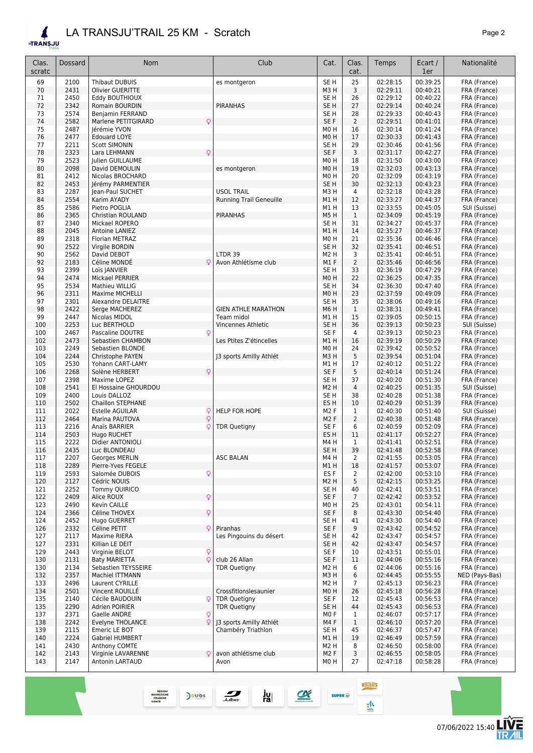# LA TRANSJU'TRAIL 25 KM - Scratch

| Clas. scratc | Dossard | Nom | | Club | Cat. | Clas. cat. | Temps | Ecart / 1er | Nationalité |
|---|---|---|---|---|---|---|---|---|---|
| 69 | 2100 | Thibaut DUBUIS | | es montgeron | SE H | 25 | 02:28:15 | 00:39:25 | FRA (France) |
| 70 | 2431 | Olivier GUERITTE | | | M3 H | 3 | 02:29:11 | 00:40:21 | FRA (France) |
| 71 | 2450 | Eddy BOUTHIOUX | | | SE H | 26 | 02:29:12 | 00:40:22 | FRA (France) |
| 72 | 2342 | Romain BOURDIN | | PIRANHAS | SE H | 27 | 02:29:14 | 00:40:24 | FRA (France) |
| 73 | 2574 | Benjamin FERRAND | | | SE H | 28 | 02:29:33 | 00:40:43 | FRA (France) |
| 74 | 2582 | Marlene PETITGIRARD | ♀ | | SE F | 2 | 02:29:51 | 00:41:01 | FRA (France) |
| 75 | 2487 | Jérémie YVON | | | M0 H | 16 | 02:30:14 | 00:41:24 | FRA (France) |
| 76 | 2477 | Edouard LOYE | | | M0 H | 17 | 02:30:33 | 00:41:43 | FRA (France) |
| 77 | 2211 | Scott SIMONIN | | | SE H | 29 | 02:30:46 | 00:41:56 | FRA (France) |
| 78 | 2323 | Lara LEHMANN | ♀ | | SE F | 3 | 02:31:17 | 00:42:27 | FRA (France) |
| 79 | 2523 | Julien GUILLAUME | | | M0 H | 18 | 02:31:50 | 00:43:00 | FRA (France) |
| 80 | 2098 | David DEMOULIN | | es montgeron | M0 H | 19 | 02:32:03 | 00:43:13 | FRA (France) |
| 81 | 2412 | Nicolas BROCHARD | | | M0 H | 20 | 02:32:09 | 00:43:19 | FRA (France) |
| 82 | 2453 | Jérémy PARMENTIER | | | SE H | 30 | 02:32:13 | 00:43:23 | FRA (France) |
| 83 | 2287 | Jean-Paul SUCHET | | USOL TRAIL | M3 H | 4 | 02:32:18 | 00:43:28 | FRA (France) |
| 84 | 2554 | Karim AYADY | | Running Trail Geneuille | M1 H | 12 | 02:33:27 | 00:44:37 | FRA (France) |
| 85 | 2586 | Pietro POGLIA | | | M1 H | 13 | 02:33:55 | 00:45:05 | SUI (Suisse) |
| 86 | 2365 | Christian ROULAND | | PIRANHAS | M5 H | 1 | 02:34:09 | 00:45:19 | FRA (France) |
| 87 | 2340 | Mickael ROPERO | | | SE H | 31 | 02:34:27 | 00:45:37 | FRA (France) |
| 88 | 2045 | Antoine LANIEZ | | | M1 H | 14 | 02:35:27 | 00:46:37 | FRA (France) |
| 89 | 2318 | Florian METRAZ | | | M0 H | 21 | 02:35:36 | 00:46:46 | FRA (France) |
| 90 | 2522 | Virgile BORDIN | | | SE H | 32 | 02:35:41 | 00:46:51 | FRA (France) |
| 90 | 2562 | David DEBOT | | LTDR 39 | M2 H | 3 | 02:35:41 | 00:46:51 | FRA (France) |
| 92 | 2183 | Céline MONDÉ | ♀ | Avon Athlétisme club | M1 F | 2 | 02:35:46 | 00:46:56 | FRA (France) |
| 93 | 2399 | Loïs JANVIER | | | SE H | 33 | 02:36:19 | 00:47:29 | FRA (France) |
| 94 | 2474 | Mickael PERRIER | | | M0 H | 22 | 02:36:25 | 00:47:35 | FRA (France) |
| 95 | 2534 | Mathieu WILLIG | | | SE H | 34 | 02:36:30 | 00:47:40 | FRA (France) |
| 96 | 2311 | Maxime MICHELLI | | | M0 H | 23 | 02:37:59 | 00:49:09 | FRA (France) |
| 97 | 2301 | Alexandre DELAITRE | | | SE H | 35 | 02:38:06 | 00:49:16 | FRA (France) |
| 98 | 2422 | Serge MACHEREZ | | GIEN ATHLE MARATHON | M6 H | 1 | 02:38:31 | 00:49:41 | FRA (France) |
| 99 | 2447 | Nicolas MIDOL | | Team midol | M1 H | 15 | 02:39:05 | 00:50:15 | FRA (France) |
| 100 | 2253 | Luc BERTHOLD | | Vincennes Athletic | SE H | 36 | 02:39:13 | 00:50:23 | SUI (Suisse) |
| 100 | 2467 | Pascaline DOUTRE | ♀ | | SE F | 4 | 02:39:13 | 00:50:23 | FRA (France) |
| 102 | 2473 | Sebastien CHAMBON | | Les Ptites Z'étincelles | M1 H | 16 | 02:39:19 | 00:50:29 | FRA (France) |
| 103 | 2249 | Sebastien BLONDE | | | M0 H | 24 | 02:39:42 | 00:50:52 | FRA (France) |
| 104 | 2244 | Christophe PAYEN | | J3 sports Amilly Athlét | M3 H | 5 | 02:39:54 | 00:51:04 | FRA (France) |
| 105 | 2530 | Yohann CART-LAMY | | | M1 H | 17 | 02:40:12 | 00:51:22 | FRA (France) |
| 106 | 2268 | Solène HERBERT | ♀ | | SE F | 5 | 02:40:14 | 00:51:24 | FRA (France) |
| 107 | 2398 | Maxime LOPEZ | | | SE H | 37 | 02:40:20 | 00:51:30 | FRA (France) |
| 108 | 2541 | El Hossaine GHOURDOU | | | M2 H | 4 | 02:40:25 | 00:51:35 | SUI (Suisse) |
| 109 | 2400 | Louis DALLOZ | | | SE H | 38 | 02:40:28 | 00:51:38 | FRA (France) |
| 110 | 2502 | Chaillon STEPHANE | | | ES H | 10 | 02:40:29 | 00:51:39 | FRA (France) |
| 111 | 2022 | Estelle AGUILAR | ♀ | HELP FOR HOPE | M2 F | 1 | 02:40:30 | 00:51:40 | SUI (Suisse) |
| 112 | 2464 | Marina PAUTOVA | ♀ | | M2 F | 2 | 02:40:38 | 00:51:48 | FRA (France) |
| 113 | 2216 | Anaïs BARRIER | ♀ | TDR Quetigny | SE F | 6 | 02:40:59 | 00:52:09 | FRA (France) |
| 114 | 2503 | Hugo RUCHET | | | ES H | 11 | 02:41:17 | 00:52:27 | FRA (France) |
| 115 | 2222 | Didier ANTONIOLI | | | M4 H | 1 | 02:41:41 | 00:52:51 | FRA (France) |
| 116 | 2435 | Luc BLONDEAU | | | SE H | 39 | 02:41:48 | 00:52:58 | FRA (France) |
| 117 | 2207 | Georges MERLIN | | ASC BALAN | M4 H | 2 | 02:41:55 | 00:53:05 | FRA (France) |
| 118 | 2289 | Pierre-Yves FEGELE | | | M1 H | 18 | 02:41:57 | 00:53:07 | FRA (France) |
| 119 | 2593 | Salomée DUBOIS | ♀ | | ES F | 2 | 02:42:00 | 00:53:10 | FRA (France) |
| 120 | 2127 | Cédric NOUIS | | | M2 H | 5 | 02:42:15 | 00:53:25 | FRA (France) |
| 121 | 2252 | Tommy QUIRICO | | | SE H | 40 | 02:42:41 | 00:53:51 | FRA (France) |
| 122 | 2409 | Alice ROUX | ♀ | | SE F | 7 | 02:42:42 | 00:53:52 | FRA (France) |
| 123 | 2490 | Kevin CAILLE | | | M0 H | 25 | 02:43:01 | 00:54:11 | FRA (France) |
| 124 | 2366 | Céline THOVEX | ♀ | | SE F | 8 | 02:43:30 | 00:54:40 | FRA (France) |
| 124 | 2452 | Hugo GUERRET | | | SE H | 41 | 02:43:30 | 00:54:40 | FRA (France) |
| 126 | 2332 | Céline PETIT | ♀ | Piranhas | SE F | 9 | 02:43:42 | 00:54:52 | FRA (France) |
| 127 | 2117 | Maxime RIERA | | Les Pingouins du désert | SE H | 42 | 02:43:47 | 00:54:57 | FRA (France) |
| 127 | 2331 | Killian LE DEIT | | | SE H | 42 | 02:43:47 | 00:54:57 | FRA (France) |
| 129 | 2443 | Virginie BELOT | ♀ | | SE F | 10 | 02:43:51 | 00:55:01 | FRA (France) |
| 130 | 2131 | Baty MARIETTA | ♀ | club 26 Allan | SE F | 11 | 02:44:06 | 00:55:16 | FRA (France) |
| 130 | 2134 | Sebastien TEYSSEIRE | | TDR Quetigny | M2 H | 6 | 02:44:06 | 00:55:16 | FRA (France) |
| 132 | 2357 | Machiel ITTMANN | | | M3 H | 6 | 02:44:45 | 00:55:55 | NED (Pays-Bas) |
| 133 | 2496 | Laurent CYRILLE | | | M2 H | 7 | 02:45:13 | 00:56:23 | FRA (France) |
| 134 | 2501 | Vincent ROUILLÉ | | Crossfitlonslesaunier | M0 H | 26 | 02:45:18 | 00:56:28 | FRA (France) |
| 135 | 2140 | Cécile BAUDOUIN | ♀ | TDR Quetigny | SE F | 12 | 02:45:43 | 00:56:53 | FRA (France) |
| 135 | 2290 | Adrien POIRIER | | TDR Quetigny | SE H | 44 | 02:45:43 | 00:56:53 | FRA (France) |
| 137 | 2371 | Gaelle ANDRE | ♀ | | M0 F | 1 | 02:46:07 | 00:57:17 | FRA (France) |
| 138 | 2242 | Evelyne THOLANCE | ♀ | J3 sports Amilly Athlét | M4 F | 1 | 02:46:10 | 00:57:20 | FRA (France) |
| 139 | 2115 | Emeric LE BOT | | Chambéry Triathlon | SE H | 45 | 02:46:37 | 00:57:47 | FRA (France) |
| 140 | 2224 | Gabriel HUMBERT | | | M1 H | 19 | 02:46:49 | 00:57:59 | FRA (France) |
| 141 | 2430 | Anthony COMTE | | | M2 H | 8 | 02:46:50 | 00:58:00 | FRA (France) |
| 142 | 2143 | Virginie LAVARENNE | ♀ | avon athlétisme club | M2 F | 3 | 02:46:55 | 00:58:05 | FRA (France) |
| 143 | 2147 | Antonin LARTAUD | | Avon | M0 H | 27 | 02:47:18 | 00:58:28 | FRA (France) |

07/06/2022 15:40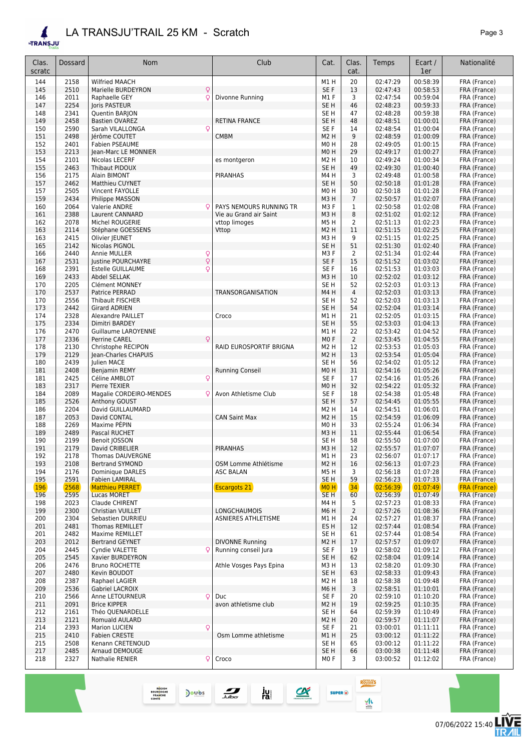# LA TRANSJU'TRAIL 25 KM - Scratch

| Clas. scratc | Dossard | Nom | | Club | Cat. | Clas. cat. | Temps | Ecart / 1er | Nationalité |
|---|---|---|---|---|---|---|---|---|---|
| 144 | 2158 | Wilfried MAACH | | | M1 H | 20 | 02:47:29 | 00:58:39 | FRA (France) |
| 145 | 2510 | Marielle BURDEYRON | ♀ | | SE F | 13 | 02:47:43 | 00:58:53 | FRA (France) |
| 146 | 2011 | Raphaelle GEY | ♀ | Divonne Running | M1 F | 3 | 02:47:54 | 00:59:04 | FRA (France) |
| 147 | 2254 | Joris PASTEUR | | | SE H | 46 | 02:48:23 | 00:59:33 | FRA (France) |
| 148 | 2341 | Quentin BARJON | | | SE H | 47 | 02:48:28 | 00:59:38 | FRA (France) |
| 149 | 2458 | Bastien OVAREZ | | RETINA FRANCE | SE H | 48 | 02:48:51 | 01:00:01 | FRA (France) |
| 150 | 2590 | Sarah VILALLONGA | ♀ | | SE F | 14 | 02:48:54 | 01:00:04 | FRA (France) |
| 151 | 2498 | Jérôme COUTET | | CMBM | M2 H | 9 | 02:48:59 | 01:00:09 | FRA (France) |
| 152 | 2401 | Fabien PSEAUME | | | M0 H | 28 | 02:49:05 | 01:00:15 | FRA (France) |
| 153 | 2213 | Jean-Marc LE MONNIER | | | M0 H | 29 | 02:49:17 | 01:00:27 | FRA (France) |
| 154 | 2101 | Nicolas LECERF | | es montgeron | M2 H | 10 | 02:49:24 | 01:00:34 | FRA (France) |
| 155 | 2463 | Thibaut PIDOUX | | | SE H | 49 | 02:49:30 | 01:00:40 | FRA (France) |
| 156 | 2175 | Alain BIMONT | | PIRANHAS | M4 H | 3 | 02:49:48 | 01:00:58 | FRA (France) |
| 157 | 2462 | Matthieu CUYNET | | | SE H | 50 | 02:50:18 | 01:01:28 | FRA (France) |
| 157 | 2505 | Vincent FAYOLLE | | | M0 H | 30 | 02:50:18 | 01:01:28 | FRA (France) |
| 159 | 2434 | Philippe MASSON | | | M3 H | 7 | 02:50:57 | 01:02:07 | FRA (France) |
| 160 | 2064 | Valerie ANDRE | ♀ | PAYS NEMOURS RUNNING TR | M3 F | 1 | 02:50:58 | 01:02:08 | FRA (France) |
| 161 | 2388 | Laurent CANNARD | | Vie au Grand air Saint | M3 H | 8 | 02:51:02 | 01:02:12 | FRA (France) |
| 162 | 2078 | Michel ROUGERIE | | vttop limoges | M5 H | 2 | 02:51:13 | 01:02:23 | FRA (France) |
| 163 | 2114 | Stéphane GOESSENS | | Vttop | M2 H | 11 | 02:51:15 | 01:02:25 | FRA (France) |
| 163 | 2415 | Olivier JEUNET | | | M3 H | 9 | 02:51:15 | 01:02:25 | FRA (France) |
| 165 | 2142 | Nicolas PIGNOL | | | SE H | 51 | 02:51:30 | 01:02:40 | FRA (France) |
| 166 | 2440 | Annie MULLER | ♀ | | M3 F | 2 | 02:51:34 | 01:02:44 | FRA (France) |
| 167 | 2531 | Justine POURCHAYRE | ♀ | | SE F | 15 | 02:51:52 | 01:03:02 | FRA (France) |
| 168 | 2391 | Estelle GUILLAUME | ♀ | | SE F | 16 | 02:51:53 | 01:03:03 | FRA (France) |
| 169 | 2433 | Abdel SELLAK | | | M3 H | 10 | 02:52:02 | 01:03:12 | FRA (France) |
| 170 | 2205 | Clément MONNEY | | | SE H | 52 | 02:52:03 | 01:03:13 | FRA (France) |
| 170 | 2537 | Patrice PERRAD | | TRANSORGANISATION | M4 H | 4 | 02:52:03 | 01:03:13 | FRA (France) |
| 170 | 2556 | Thibault FISCHER | | | SE H | 52 | 02:52:03 | 01:03:13 | FRA (France) |
| 173 | 2442 | Girard ADRIEN | | | SE H | 54 | 02:52:04 | 01:03:14 | FRA (France) |
| 174 | 2328 | Alexandre PAILLET | | Croco | M1 H | 21 | 02:52:05 | 01:03:15 | FRA (France) |
| 175 | 2334 | Dimitri BARDEY | | | SE H | 55 | 02:53:03 | 01:04:13 | FRA (France) |
| 176 | 2470 | Guillaume LAROYENNE | | | M1 H | 22 | 02:53:42 | 01:04:52 | FRA (France) |
| 177 | 2336 | Perrine CAREL | ♀ | | M0 F | 2 | 02:53:45 | 01:04:55 | FRA (France) |
| 178 | 2130 | Christophe RECIPON | | RAID EUROSPORTIF BRIGNA | M2 H | 12 | 02:53:53 | 01:05:03 | FRA (France) |
| 179 | 2129 | Jean-Charles CHAPUIS | | | M2 H | 13 | 02:53:54 | 01:05:04 | FRA (France) |
| 180 | 2439 | Julien MACE | | | SE H | 56 | 02:54:02 | 01:05:12 | FRA (France) |
| 181 | 2408 | Benjamin REMY | | Running Conseil | M0 H | 31 | 02:54:16 | 01:05:26 | FRA (France) |
| 181 | 2425 | Céline AMBLOT | ♀ | | SE F | 17 | 02:54:16 | 01:05:26 | FRA (France) |
| 183 | 2317 | Pierre TEXIER | | | M0 H | 32 | 02:54:22 | 01:05:32 | FRA (France) |
| 184 | 2089 | Magalie CORDEIRO-MENDES | ♀ | Avon Athletisme Club | SE F | 18 | 02:54:38 | 01:05:48 | FRA (France) |
| 185 | 2526 | Anthony GOUST | | | SE H | 57 | 02:54:45 | 01:05:55 | FRA (France) |
| 186 | 2204 | David GUILLAUMARD | | | M2 H | 14 | 02:54:51 | 01:06:01 | FRA (France) |
| 187 | 2053 | David CONTAL | | CAN Saint Max | M2 H | 15 | 02:54:59 | 01:06:09 | FRA (France) |
| 188 | 2269 | Maxime PÉPIN | | | M0 H | 33 | 02:55:24 | 01:06:34 | FRA (France) |
| 189 | 2489 | Pascal RUCHET | | | M3 H | 11 | 02:55:44 | 01:06:54 | FRA (France) |
| 190 | 2199 | Benoit JOSSON | | | SE H | 58 | 02:55:50 | 01:07:00 | FRA (France) |
| 191 | 2179 | David CRIBELIER | | PIRANHAS | M3 H | 12 | 02:55:57 | 01:07:07 | FRA (France) |
| 192 | 2178 | Thomas DAUVERGNE | | | M1 H | 23 | 02:56:07 | 01:07:17 | FRA (France) |
| 193 | 2108 | Bertrand SYMOND | | OSM Lomme Athlétisme | M2 H | 16 | 02:56:13 | 01:07:23 | FRA (France) |
| 194 | 2176 | Dominique DARLES | | ASC BALAN | M5 H | 3 | 02:56:18 | 01:07:28 | FRA (France) |
| 195 | 2591 | Fabien LAMIRAL | | | SE H | 59 | 02:56:23 | 01:07:33 | FRA (France) |
| 196 | 2568 | Matthieu PERRET | | Escargots 21 | M0 H | 34 | 02:56:39 | 01:07:49 | FRA (France) |
| 196 | 2595 | Lucas MORET | | | SE H | 60 | 02:56:39 | 01:07:49 | FRA (France) |
| 198 | 2023 | Claude CHIRENT | | | M4 H | 5 | 02:57:23 | 01:08:33 | FRA (France) |
| 199 | 2300 | Christian VUILLET | | LONGCHAUMOIS | M6 H | 2 | 02:57:26 | 01:08:36 | FRA (France) |
| 200 | 2304 | Sebastien DURRIEU | | ASNIERES ATHLETISME | M1 H | 24 | 02:57:27 | 01:08:37 | FRA (France) |
| 201 | 2481 | Thomas REMILLET | | | ES H | 12 | 02:57:44 | 01:08:54 | FRA (France) |
| 201 | 2482 | Maxime REMILLET | | | SE H | 61 | 02:57:44 | 01:08:54 | FRA (France) |
| 203 | 2012 | Bertrand GEYNET | | DIVONNE Running | M2 H | 17 | 02:57:57 | 01:09:07 | FRA (France) |
| 204 | 2445 | Cyndie VALETTE | ♀ | Running conseil Jura | SE F | 19 | 02:58:02 | 01:09:12 | FRA (France) |
| 205 | 2545 | Xavier BURDEYRON | | | SE H | 62 | 02:58:04 | 01:09:14 | FRA (France) |
| 206 | 2476 | Bruno ROCHETTE | | Athle Vosges Pays Epina | M3 H | 13 | 02:58:20 | 01:09:30 | FRA (France) |
| 207 | 2480 | Kevin BOUDOT | | | SE H | 63 | 02:58:33 | 01:09:43 | FRA (France) |
| 208 | 2387 | Raphael LAGIER | | | M2 H | 18 | 02:58:38 | 01:09:48 | FRA (France) |
| 209 | 2536 | Gabriel LACROIX | | | M6 H | 3 | 02:58:51 | 01:10:01 | FRA (France) |
| 210 | 2566 | Anne LETOURNEUR | ♀ | Duc | SE F | 20 | 02:59:10 | 01:10:20 | FRA (France) |
| 211 | 2091 | Brice KIPPER | | avon athletisme club | M2 H | 19 | 02:59:25 | 01:10:35 | FRA (France) |
| 212 | 2161 | Théo QUENARDELLE | | | SE H | 64 | 02:59:39 | 01:10:49 | FRA (France) |
| 213 | 2121 | Romuald AULARD | | | M2 H | 20 | 02:59:57 | 01:11:07 | FRA (France) |
| 214 | 2393 | Marion LUCIEN | ♀ | | SE F | 21 | 03:00:01 | 01:11:11 | FRA (France) |
| 215 | 2410 | Fabien CRESTE | | Osm Lomme athletisme | M1 H | 25 | 03:00:12 | 01:11:22 | FRA (France) |
| 215 | 2508 | Kenann CRETENOUD | | | SE H | 65 | 03:00:12 | 01:11:22 | FRA (France) |
| 217 | 2485 | Arnaud DEMOUGE | | | SE H | 66 | 03:00:38 | 01:11:48 | FRA (France) |
| 218 | 2327 | Nathalie RENIER | ♀ | Croco | M0 F | 3 | 03:00:52 | 01:12:02 | FRA (France) |

07/06/2022 15:40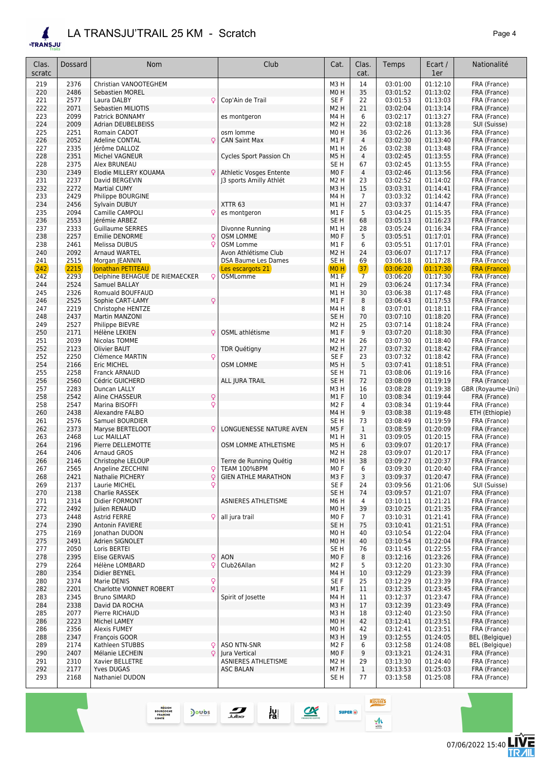# LA TRANSJU'TRAIL 25 KM - Scratch

| Clas. scratc | Dossard | Nom | Club | Cat. | Clas. cat. | Temps | Ecart / 1er | Nationalité |
|---|---|---|---|---|---|---|---|---|
| 219 | 2376 | Christian VANOOTEGHEM | | M3 H | 14 | 03:01:00 | 01:12:10 | FRA (France) |
| 220 | 2486 | Sebastien MOREL | | M0 H | 35 | 03:01:52 | 01:13:02 | FRA (France) |
| 221 | 2577 | Laura DALBY ♀ | Cop'Ain de Trail | SE F | 22 | 03:01:53 | 01:13:03 | FRA (France) |
| 222 | 2071 | Sebastien MILIOTIS | | M2 H | 21 | 03:02:04 | 01:13:14 | FRA (France) |
| 223 | 2099 | Patrick BONNAMY | es montgeron | M4 H | 6 | 03:02:17 | 01:13:27 | FRA (France) |
| 224 | 2009 | Adrian DEUBELBEISS | | M2 H | 22 | 03:02:18 | 01:13:28 | SUI (Suisse) |
| 225 | 2251 | Romain CADOT | osm lomme | M0 H | 36 | 03:02:26 | 01:13:36 | FRA (France) |
| 226 | 2052 | Adeline CONTAL ♀ | CAN Saint Max | M1 F | 4 | 03:02:30 | 01:13:40 | FRA (France) |
| 227 | 2335 | Jérôme DALLOZ | | M1 H | 26 | 03:02:38 | 01:13:48 | FRA (France) |
| 228 | 2351 | Michel VAGNEUR | Cycles Sport Passion Ch | M5 H | 4 | 03:02:45 | 01:13:55 | FRA (France) |
| 228 | 2375 | Alex BRUNEAU | | SE H | 67 | 03:02:45 | 01:13:55 | FRA (France) |
| 230 | 2349 | Elodie MILLERY KOUAMA ♀ | Athletic Vosges Entente | M0 F | 4 | 03:02:46 | 01:13:56 | FRA (France) |
| 231 | 2237 | David BERGEVIN | J3 sports Amilly Athlét | M2 H | 23 | 03:02:52 | 01:14:02 | FRA (France) |
| 232 | 2272 | Martial CUMY | | M3 H | 15 | 03:03:31 | 01:14:41 | FRA (France) |
| 233 | 2429 | Philippe BOURGINE | | M4 H | 7 | 03:03:32 | 01:14:42 | FRA (France) |
| 234 | 2456 | Sylvain DUBUY | XTTR 63 | M1 H | 27 | 03:03:37 | 01:14:47 | FRA (France) |
| 235 | 2094 | Camille CAMPOLI ♀ | es montgeron | M1 F | 5 | 03:04:25 | 01:15:35 | FRA (France) |
| 236 | 2553 | Jérémie ARBEZ | | SE H | 68 | 03:05:13 | 01:16:23 | FRA (France) |
| 237 | 2333 | Guillaume SERRES | Divonne Running | M1 H | 28 | 03:05:24 | 01:16:34 | FRA (France) |
| 238 | 2257 | Emilie DENORME ♀ | OSM LOMME | M0 F | 5 | 03:05:51 | 01:17:01 | FRA (France) |
| 238 | 2461 | Melissa DUBUS ♀ | OSM Lomme | M1 F | 6 | 03:05:51 | 01:17:01 | FRA (France) |
| 240 | 2092 | Arnaud WARTEL | Avon Athlétisme Club | M2 H | 24 | 03:06:07 | 01:17:17 | FRA (France) |
| 241 | 2515 | Morgan JEANNIN | DSA Baume Les Dames | SE H | 69 | 03:06:18 | 01:17:28 | FRA (France) |
| 242 | 2215 | Jonathan PETITEAU | Les escargots 21 | M0 H | 37 | 03:06:20 | 01:17:30 | FRA (France) |
| 242 | 2293 | Delphine BEHAGUE DE RIEMAECKER ♀ | OSMLomme | M1 F | 7 | 03:06:20 | 01:17:30 | FRA (France) |
| 244 | 2524 | Samuel BALLAY | | M1 H | 29 | 03:06:24 | 01:17:34 | FRA (France) |
| 245 | 2326 | Romuald BOUFFAUD | | M1 H | 30 | 03:06:38 | 01:17:48 | FRA (France) |
| 246 | 2525 | Sophie CART-LAMY ♀ | | M1 F | 8 | 03:06:43 | 01:17:53 | FRA (France) |
| 247 | 2219 | Christophe HENTZE | | M4 H | 8 | 03:07:01 | 01:18:11 | FRA (France) |
| 248 | 2437 | Martin MANZONI | | SE H | 70 | 03:07:10 | 01:18:20 | FRA (France) |
| 249 | 2527 | Philippe BIEVRE | | M2 H | 25 | 03:07:14 | 01:18:24 | FRA (France) |
| 250 | 2171 | Hélène LEKIEN ♀ | OSML athlétisme | M1 F | 9 | 03:07:20 | 01:18:30 | FRA (France) |
| 251 | 2039 | Nicolas TOMME | | M2 H | 26 | 03:07:30 | 01:18:40 | FRA (France) |
| 252 | 2123 | Olivier BAUT | TDR Quétigny | M2 H | 27 | 03:07:32 | 01:18:42 | FRA (France) |
| 252 | 2250 | Clémence MARTIN ♀ | | SE F | 23 | 03:07:32 | 01:18:42 | FRA (France) |
| 254 | 2166 | Eric MICHEL | OSM LOMME | M5 H | 5 | 03:07:41 | 01:18:51 | FRA (France) |
| 255 | 2258 | Franck ARNAUD | | SE H | 71 | 03:08:06 | 01:19:16 | FRA (France) |
| 256 | 2560 | Cédric GUICHERD | ALL JURA TRAIL | SE H | 72 | 03:08:09 | 01:19:19 | FRA (France) |
| 257 | 2283 | Duncan LALLY | | M3 H | 16 | 03:08:28 | 01:19:38 | GBR (Royaume-Uni) |
| 258 | 2542 | Aline CHASSEUR ♀ | | M1 F | 10 | 03:08:34 | 01:19:44 | FRA (France) |
| 258 | 2547 | Marina BISOFFI ♀ | | M2 F | 4 | 03:08:34 | 01:19:44 | FRA (France) |
| 260 | 2438 | Alexandre FALBO | | M4 H | 9 | 03:08:38 | 01:19:48 | ETH (Ethiopie) |
| 261 | 2576 | Samuel BOURDIER | | SE H | 73 | 03:08:49 | 01:19:59 | FRA (France) |
| 262 | 2373 | Maryse BERTELOOT ♀ | LONGUENESSE NATURE AVEN | M5 F | 1 | 03:08:59 | 01:20:09 | FRA (France) |
| 263 | 2468 | Luc MAILLAT | | M1 H | 31 | 03:09:05 | 01:20:15 | FRA (France) |
| 264 | 2196 | Pierre DELLEMOTTE | OSM LOMME ATHLETISME | M5 H | 6 | 03:09:07 | 01:20:17 | FRA (France) |
| 264 | 2406 | Arnaud GROS | | M2 H | 28 | 03:09:07 | 01:20:17 | FRA (France) |
| 266 | 2146 | Christophe LELOUP | Terre de Running Quétig | M0 H | 38 | 03:09:27 | 01:20:37 | FRA (France) |
| 267 | 2565 | Angeline ZECCHINI ♀ | TEAM 100%BPM | M0 F | 6 | 03:09:30 | 01:20:40 | FRA (France) |
| 268 | 2421 | Nathalie PICHERY ♀ | GIEN ATHLE MARATHON | M3 F | 3 | 03:09:37 | 01:20:47 | FRA (France) |
| 269 | 2137 | Laurie MICHEL ♀ | | SE F | 24 | 03:09:56 | 01:21:06 | SUI (Suisse) |
| 270 | 2138 | Charlie RASSEK | | SE H | 74 | 03:09:57 | 01:21:07 | FRA (France) |
| 271 | 2314 | Didier FORMONT | ASNIERES ATHLETISME | M6 H | 4 | 03:10:11 | 01:21:21 | FRA (France) |
| 272 | 2492 | Julien RENAUD | | M0 H | 39 | 03:10:25 | 01:21:35 | FRA (France) |
| 273 | 2448 | Astrid FERRE ♀ | all jura trail | M0 F | 7 | 03:10:31 | 01:21:41 | FRA (France) |
| 274 | 2390 | Antonin FAVIERE | | SE H | 75 | 03:10:41 | 01:21:51 | FRA (France) |
| 275 | 2169 | Jonathan DUDON | | M0 H | 40 | 03:10:54 | 01:22:04 | FRA (France) |
| 275 | 2491 | Adrien SIGNOLET | | M0 H | 40 | 03:10:54 | 01:22:04 | FRA (France) |
| 277 | 2050 | Loris BERTEI | | SE H | 76 | 03:11:45 | 01:22:55 | FRA (France) |
| 278 | 2395 | Elise GERVAIS ♀ | AON | M0 F | 8 | 03:12:16 | 01:23:26 | FRA (France) |
| 279 | 2264 | Hélène LOMBARD ♀ | Club26Allan | M2 F | 5 | 03:12:20 | 01:23:30 | FRA (France) |
| 280 | 2354 | Didier BEYNEL | | M4 H | 10 | 03:12:29 | 01:23:39 | FRA (France) |
| 280 | 2374 | Marie DENIS ♀ | | SE F | 25 | 03:12:29 | 01:23:39 | FRA (France) |
| 282 | 2201 | Charlotte VIONNET ROBERT ♀ | | M1 F | 11 | 03:12:35 | 01:23:45 | FRA (France) |
| 283 | 2345 | Bruno SIMARD | Spirit of Josette | M4 H | 11 | 03:12:37 | 01:23:47 | FRA (France) |
| 284 | 2338 | David DA ROCHA | | M3 H | 17 | 03:12:39 | 01:23:49 | FRA (France) |
| 285 | 2077 | Pierre RICHAUD | | M3 H | 18 | 03:12:40 | 01:23:50 | FRA (France) |
| 286 | 2223 | Michel LAMEY | | M0 H | 42 | 03:12:41 | 01:23:51 | FRA (France) |
| 286 | 2356 | Alexis FUMEY | | M0 H | 42 | 03:12:41 | 01:23:51 | FRA (France) |
| 288 | 2347 | François GOOR | | M3 H | 19 | 03:12:55 | 01:24:05 | BEL (Belgique) |
| 289 | 2174 | Kathleen STUBBS ♀ | ASO NTN-SNR | M2 F | 6 | 03:12:58 | 01:24:08 | BEL (Belgique) |
| 290 | 2407 | Mélanie LECHEIN ♀ | Jura Vertical | M0 F | 9 | 03:13:21 | 01:24:31 | FRA (France) |
| 291 | 2310 | Xavier BELLETRE | ASNIERES ATHLETISME | M2 H | 29 | 03:13:30 | 01:24:40 | FRA (France) |
| 292 | 2177 | Yves DUGAS | ASC BALAN | M7 H | 1 | 03:13:53 | 01:25:03 | FRA (France) |
| 293 | 2168 | Nathaniel DUDON | | SE H | 77 | 03:13:58 | 01:25:08 | FRA (France) |

07/06/2022 15:40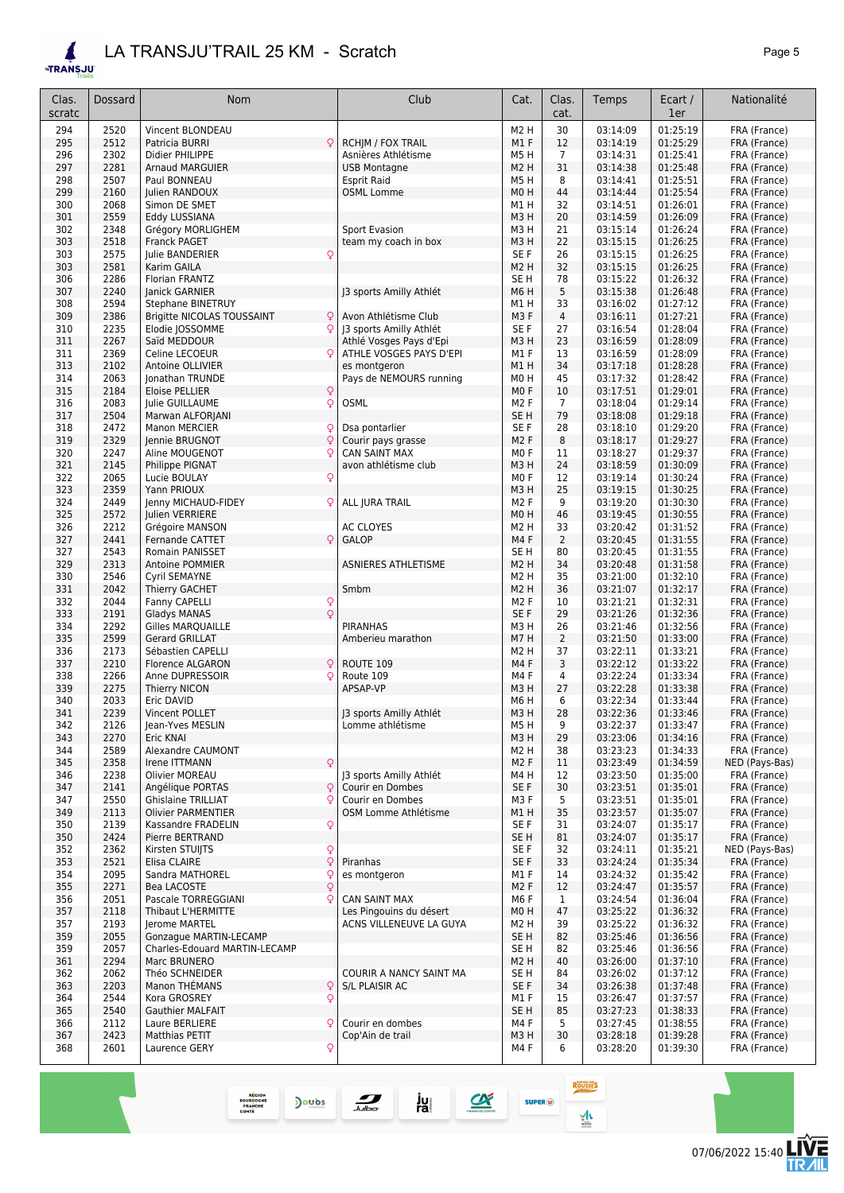# LA TRANSJU'TRAIL 25 KM - Scratch

| Clas. scratc | Dossard | Nom | Club | Cat. | Clas. cat. | Temps | Ecart / 1er | Nationalité |
|---|---|---|---|---|---|---|---|---|
| 294 | 2520 | Vincent BLONDEAU | | M2 H | 30 | 03:14:09 | 01:25:19 | FRA (France) |
| 295 | 2512 | Patricia BURRI ♀ | RCHJM / FOX TRAIL | M1 F | 12 | 03:14:19 | 01:25:29 | FRA (France) |
| 296 | 2302 | Didier PHILIPPE | Asnières Athlétisme | M5 H | 7 | 03:14:31 | 01:25:41 | FRA (France) |
| 297 | 2281 | Arnaud MARGUIER | USB Montagne | M2 H | 31 | 03:14:38 | 01:25:48 | FRA (France) |
| 298 | 2507 | Paul BONNEAU | Esprit Raid | M5 H | 8 | 03:14:41 | 01:25:51 | FRA (France) |
| 299 | 2160 | Julien RANDOUX | OSML Lomme | M0 H | 44 | 03:14:44 | 01:25:54 | FRA (France) |
| 300 | 2068 | Simon DE SMET | | M1 H | 32 | 03:14:51 | 01:26:01 | FRA (France) |
| 301 | 2559 | Eddy LUSSIANA | | M3 H | 20 | 03:14:59 | 01:26:09 | FRA (France) |
| 302 | 2348 | Grégory MORLIGHEM | Sport Evasion | M3 H | 21 | 03:15:14 | 01:26:24 | FRA (France) |
| 303 | 2518 | Franck PAGET | team my coach in box | M3 H | 22 | 03:15:15 | 01:26:25 | FRA (France) |
| 303 | 2575 | Julie BANDERIER ♀ | | SE F | 26 | 03:15:15 | 01:26:25 | FRA (France) |
| 303 | 2581 | Karim GAILA | | M2 H | 32 | 03:15:15 | 01:26:25 | FRA (France) |
| 306 | 2286 | Florian FRANTZ | | SE H | 78 | 03:15:22 | 01:26:32 | FRA (France) |
| 307 | 2240 | Janick GARNIER | J3 sports Amilly Athlét | M6 H | 5 | 03:15:38 | 01:26:48 | FRA (France) |
| 308 | 2594 | Stephane BINETRUY | | M1 H | 33 | 03:16:02 | 01:27:12 | FRA (France) |
| 309 | 2386 | Brigitte NICOLAS TOUSSAINT ♀ | Avon Athlétisme Club | M3 F | 4 | 03:16:11 | 01:27:21 | FRA (France) |
| 310 | 2235 | Elodie JOSSOMME ♀ | J3 sports Amilly Athlét | SE F | 27 | 03:16:54 | 01:28:04 | FRA (France) |
| 311 | 2267 | Saïd MEDDOUR | Athlé Vosges Pays d'Epi | M3 H | 23 | 03:16:59 | 01:28:09 | FRA (France) |
| 311 | 2369 | Celine LECOEUR ♀ | ATHLE VOSGES PAYS D'EPI | M1 F | 13 | 03:16:59 | 01:28:09 | FRA (France) |
| 313 | 2102 | Antoine OLLIVIER | es montgeron | M1 H | 34 | 03:17:18 | 01:28:28 | FRA (France) |
| 314 | 2063 | Jonathan TRUNDE | Pays de NEMOURS running | M0 H | 45 | 03:17:32 | 01:28:42 | FRA (France) |
| 315 | 2184 | Eloise PELLIER ♀ | | M0 F | 10 | 03:17:51 | 01:29:01 | FRA (France) |
| 316 | 2083 | Julie GUILLAUME ♀ | OSML | M2 F | 7 | 03:18:04 | 01:29:14 | FRA (France) |
| 317 | 2504 | Marwan ALFORJANI | | SE H | 79 | 03:18:08 | 01:29:18 | FRA (France) |
| 318 | 2472 | Manon MERCIER ♀ | Dsa pontarlier | SE F | 28 | 03:18:10 | 01:29:20 | FRA (France) |
| 319 | 2329 | Jennie BRUGNOT ♀ | Courir pays grasse | M2 F | 8 | 03:18:17 | 01:29:27 | FRA (France) |
| 320 | 2247 | Aline MOUGENOT ♀ | CAN SAINT MAX | M0 F | 11 | 03:18:27 | 01:29:37 | FRA (France) |
| 321 | 2145 | Philippe PIGNAT | avon athlétisme club | M3 H | 24 | 03:18:59 | 01:30:09 | FRA (France) |
| 322 | 2065 | Lucie BOULAY ♀ | | M0 F | 12 | 03:19:14 | 01:30:24 | FRA (France) |
| 323 | 2359 | Yann PRIOUX | | M3 H | 25 | 03:19:15 | 01:30:25 | FRA (France) |
| 324 | 2449 | Jenny MICHAUD-FIDEY ♀ | ALL JURA TRAIL | M2 F | 9 | 03:19:20 | 01:30:30 | FRA (France) |
| 325 | 2572 | Julien VERRIERE | | M0 H | 46 | 03:19:45 | 01:30:55 | FRA (France) |
| 326 | 2212 | Grégoire MANSON | AC CLOYES | M2 H | 33 | 03:20:42 | 01:31:52 | FRA (France) |
| 327 | 2441 | Fernande CATTET ♀ | GALOP | M4 F | 2 | 03:20:45 | 01:31:55 | FRA (France) |
| 327 | 2543 | Romain PANISSET | | SE H | 80 | 03:20:45 | 01:31:55 | FRA (France) |
| 329 | 2313 | Antoine POMMIER | ASNIERES ATHLETISME | M2 H | 34 | 03:20:48 | 01:31:58 | FRA (France) |
| 330 | 2546 | Cyril SEMAYNE | | M2 H | 35 | 03:21:00 | 01:32:10 | FRA (France) |
| 331 | 2042 | Thierry GACHET | Smbm | M2 H | 36 | 03:21:07 | 01:32:17 | FRA (France) |
| 332 | 2044 | Fanny CAPELLI ♀ | | M2 F | 10 | 03:21:21 | 01:32:31 | FRA (France) |
| 333 | 2191 | Gladys MANAS ♀ | | SE F | 29 | 03:21:26 | 01:32:36 | FRA (France) |
| 334 | 2292 | Gilles MARQUAILLE | PIRANHAS | M3 H | 26 | 03:21:46 | 01:32:56 | FRA (France) |
| 335 | 2599 | Gerard GRILLAT | Amberieu marathon | M7 H | 2 | 03:21:50 | 01:33:00 | FRA (France) |
| 336 | 2173 | Sébastien CAPELLI | | M2 H | 37 | 03:22:11 | 01:33:21 | FRA (France) |
| 337 | 2210 | Florence ALGARON ♀ | ROUTE 109 | M4 F | 3 | 03:22:12 | 01:33:22 | FRA (France) |
| 338 | 2266 | Anne DUPRESSOIR ♀ | Route 109 | M4 F | 4 | 03:22:24 | 01:33:34 | FRA (France) |
| 339 | 2275 | Thierry NICON | APSAP-VP | M3 H | 27 | 03:22:28 | 01:33:38 | FRA (France) |
| 340 | 2033 | Eric DAVID | | M6 H | 6 | 03:22:34 | 01:33:44 | FRA (France) |
| 341 | 2239 | Vincent POLLET | J3 sports Amilly Athlét | M3 H | 28 | 03:22:36 | 01:33:46 | FRA (France) |
| 342 | 2126 | Jean-Yves MESLIN | Lomme athlétisme | M5 H | 9 | 03:22:37 | 01:33:47 | FRA (France) |
| 343 | 2270 | Eric KNAI | | M3 H | 29 | 03:23:06 | 01:34:16 | FRA (France) |
| 344 | 2589 | Alexandre CAUMONT | | M2 H | 38 | 03:23:23 | 01:34:33 | FRA (France) |
| 345 | 2358 | Irene ITTMANN ♀ | | M2 F | 11 | 03:23:49 | 01:34:59 | NED (Pays-Bas) |
| 346 | 2238 | Olivier MOREAU | J3 sports Amilly Athlét | M4 H | 12 | 03:23:50 | 01:35:00 | FRA (France) |
| 347 | 2141 | Angélique PORTAS ♀ | Courir en Dombes | SE F | 30 | 03:23:51 | 01:35:01 | FRA (France) |
| 347 | 2550 | Ghislaine TRILLIAT ♀ | Courir en Dombes | M3 F | 5 | 03:23:51 | 01:35:01 | FRA (France) |
| 349 | 2113 | Olivier PARMENTIER | OSM Lomme Athlétisme | M1 H | 35 | 03:23:57 | 01:35:07 | FRA (France) |
| 350 | 2139 | Kassandre FRADELIN ♀ | | SE F | 31 | 03:24:07 | 01:35:17 | FRA (France) |
| 350 | 2424 | Pierre BERTRAND | | SE H | 81 | 03:24:07 | 01:35:17 | FRA (France) |
| 352 | 2362 | Kirsten STUIJTS ♀ | | SE F | 32 | 03:24:11 | 01:35:21 | NED (Pays-Bas) |
| 353 | 2521 | Elisa CLAIRE ♀ | Piranhas | SE F | 33 | 03:24:24 | 01:35:34 | FRA (France) |
| 354 | 2095 | Sandra MATHOREL ♀ | es montgeron | M1 F | 14 | 03:24:32 | 01:35:42 | FRA (France) |
| 355 | 2271 | Bea LACOSTE ♀ | | M2 F | 12 | 03:24:47 | 01:35:57 | FRA (France) |
| 356 | 2051 | Pascale TORREGGIANI ♀ | CAN SAINT MAX | M6 F | 1 | 03:24:54 | 01:36:04 | FRA (France) |
| 357 | 2118 | Thibaut L'HERMITTE | Les Pingouins du désert | M0 H | 47 | 03:25:22 | 01:36:32 | FRA (France) |
| 357 | 2193 | Jerome MARTEL | ACNS VILLENEUVE LA GUYA | M2 H | 39 | 03:25:22 | 01:36:32 | FRA (France) |
| 359 | 2055 | Gonzague MARTIN-LECAMP | | SE H | 82 | 03:25:46 | 01:36:56 | FRA (France) |
| 359 | 2057 | Charles-Edouard MARTIN-LECAMP | | SE H | 82 | 03:25:46 | 01:36:56 | FRA (France) |
| 361 | 2294 | Marc BRUNERO | | M2 H | 40 | 03:26:00 | 01:37:10 | FRA (France) |
| 362 | 2062 | Théo SCHNEIDER | COURIR A NANCY SAINT MA | SE H | 84 | 03:26:02 | 01:37:12 | FRA (France) |
| 363 | 2203 | Manon THÉMANS ♀ | S/L PLAISIR AC | SE F | 34 | 03:26:38 | 01:37:48 | FRA (France) |
| 364 | 2544 | Kora GROSREY ♀ | | M1 F | 15 | 03:26:47 | 01:37:57 | FRA (France) |
| 365 | 2540 | Gauthier MALFAIT | | SE H | 85 | 03:27:23 | 01:38:33 | FRA (France) |
| 366 | 2112 | Laure BERLIERE ♀ | Courir en dombes | M4 F | 5 | 03:27:45 | 01:38:55 | FRA (France) |
| 367 | 2423 | Matthias PETIT | Cop'Ain de trail | M3 H | 30 | 03:28:18 | 01:39:28 | FRA (France) |
| 368 | 2601 | Laurence GERY ♀ | | M4 F | 6 | 03:28:20 | 01:39:30 | FRA (France) |

07/06/2022 15:40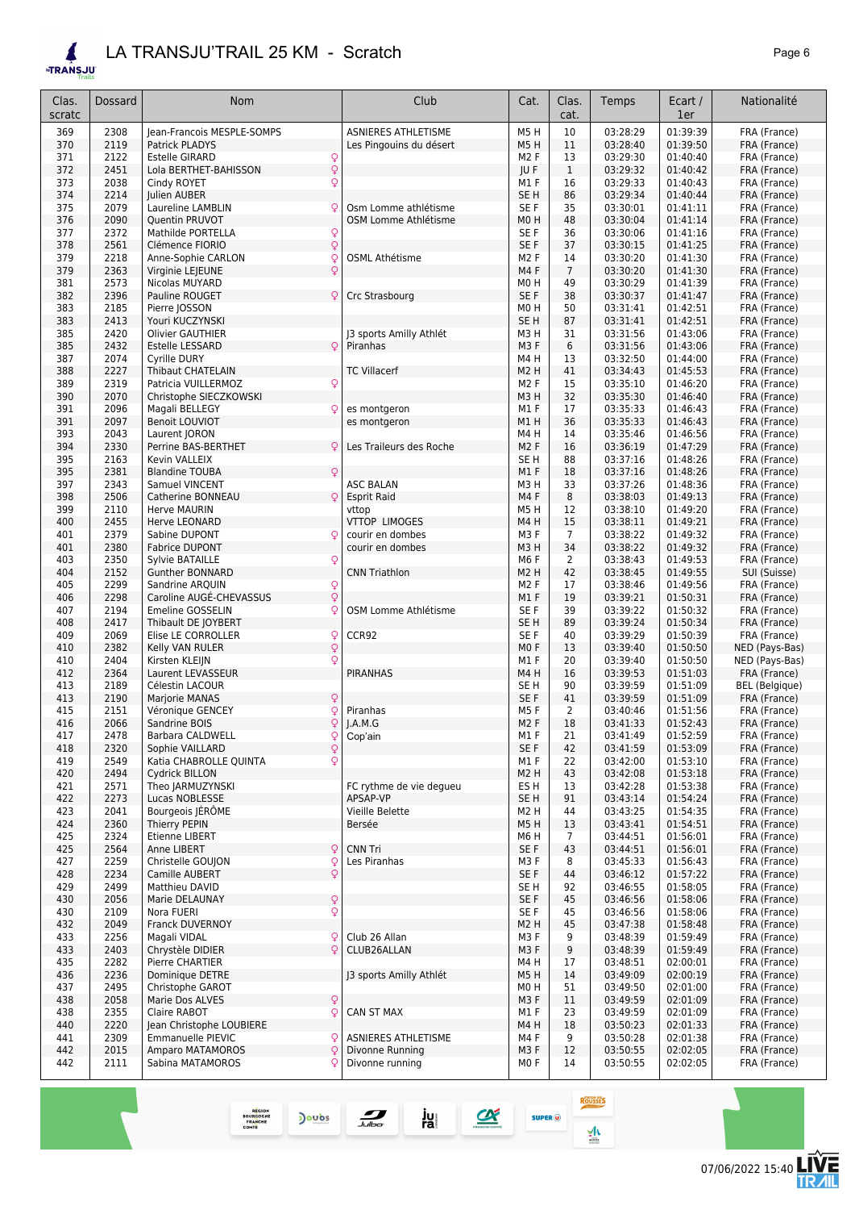# LA TRANSJU'TRAIL 25 KM - Scratch

| Clas. scratc | Dossard | Nom | Club | Cat. | Clas. cat. | Temps | Ecart / 1er | Nationalité |
|---|---|---|---|---|---|---|---|---|
| 369 | 2308 | Jean-Francois MESPLE-SOMPS | ASNIERES ATHLETISME | M5 H | 10 | 03:28:29 | 01:39:39 | FRA (France) |
| 370 | 2119 | Patrick PLADYS | Les Pingouins du désert | M5 H | 11 | 03:28:40 | 01:39:50 | FRA (France) |
| 371 | 2122 | Estelle GIRARD ♀ | | M2 F | 13 | 03:29:30 | 01:40:40 | FRA (France) |
| 372 | 2451 | Lola BERTHET-BAHISSON ♀ | | JU F | 1 | 03:29:32 | 01:40:42 | FRA (France) |
| 373 | 2038 | Cindy ROYET ♀ | | M1 F | 16 | 03:29:33 | 01:40:43 | FRA (France) |
| 374 | 2214 | Julien AUBER | | SE H | 86 | 03:29:34 | 01:40:44 | FRA (France) |
| 375 | 2079 | Laureline LAMBLIN ♀ | Osm Lomme athlétisme | SE F | 35 | 03:30:01 | 01:41:11 | FRA (France) |
| 376 | 2090 | Quentin PRUVOT | OSM Lomme Athlétisme | M0 H | 48 | 03:30:04 | 01:41:14 | FRA (France) |
| 377 | 2372 | Mathilde PORTELLA ♀ | | SE F | 36 | 03:30:06 | 01:41:16 | FRA (France) |
| 378 | 2561 | Clémence FIORIO ♀ | | SE F | 37 | 03:30:15 | 01:41:25 | FRA (France) |
| 379 | 2218 | Anne-Sophie CARLON ♀ | OSML Athétisme | M2 F | 14 | 03:30:20 | 01:41:30 | FRA (France) |
| 379 | 2363 | Virginie LEJEUNE ♀ | | M4 F | 7 | 03:30:20 | 01:41:30 | FRA (France) |
| 381 | 2573 | Nicolas MUYARD | | M0 H | 49 | 03:30:29 | 01:41:39 | FRA (France) |
| 382 | 2396 | Pauline ROUGET ♀ | Crc Strasbourg | SE F | 38 | 03:30:37 | 01:41:47 | FRA (France) |
| 383 | 2185 | Pierre JOSSON | | M0 H | 50 | 03:31:41 | 01:42:51 | FRA (France) |
| 383 | 2413 | Youri KUCZYNSKI | | SE H | 87 | 03:31:41 | 01:42:51 | FRA (France) |
| 385 | 2420 | Olivier GAUTHIER | J3 sports Amilly Athlét | M3 H | 31 | 03:31:56 | 01:43:06 | FRA (France) |
| 385 | 2432 | Estelle LESSARD ♀ | Piranhas | M3 F | 6 | 03:31:56 | 01:43:06 | FRA (France) |
| 387 | 2074 | Cyrille DURY | | M4 H | 13 | 03:32:50 | 01:44:00 | FRA (France) |
| 388 | 2227 | Thibaut CHATELAIN | TC Villacerf | M2 H | 41 | 03:34:43 | 01:45:53 | FRA (France) |
| 389 | 2319 | Patricia VUILLERMOZ ♀ | | M2 F | 15 | 03:35:10 | 01:46:20 | FRA (France) |
| 390 | 2070 | Christophe SIECZKOWSKI | | M3 H | 32 | 03:35:30 | 01:46:40 | FRA (France) |
| 391 | 2096 | Magali BELLEGY ♀ | es montgeron | M1 F | 17 | 03:35:33 | 01:46:43 | FRA (France) |
| 391 | 2097 | Benoit LOUVIOT | es montgeron | M1 H | 36 | 03:35:33 | 01:46:43 | FRA (France) |
| 393 | 2043 | Laurent JORON | | M4 H | 14 | 03:35:46 | 01:46:56 | FRA (France) |
| 394 | 2330 | Perrine BAS-BERTHET ♀ | Les Traileurs des Roche | M2 F | 16 | 03:36:19 | 01:47:29 | FRA (France) |
| 395 | 2163 | Kevin VALLEIX | | SE H | 88 | 03:37:16 | 01:48:26 | FRA (France) |
| 395 | 2381 | Blandine TOUBA ♀ | | M1 F | 18 | 03:37:16 | 01:48:26 | FRA (France) |
| 397 | 2343 | Samuel VINCENT | ASC BALAN | M3 H | 33 | 03:37:26 | 01:48:36 | FRA (France) |
| 398 | 2506 | Catherine BONNEAU ♀ | Esprit Raid | M4 F | 8 | 03:38:03 | 01:49:13 | FRA (France) |
| 399 | 2110 | Herve MAURIN | vttop | M5 H | 12 | 03:38:10 | 01:49:20 | FRA (France) |
| 400 | 2455 | Herve LEONARD | VTTOP LIMOGES | M4 H | 15 | 03:38:11 | 01:49:21 | FRA (France) |
| 401 | 2379 | Sabine DUPONT ♀ | courir en dombes | M3 F | 7 | 03:38:22 | 01:49:32 | FRA (France) |
| 401 | 2380 | Fabrice DUPONT | courir en dombes | M3 H | 34 | 03:38:22 | 01:49:32 | FRA (France) |
| 403 | 2350 | Sylvie BATAILLE ♀ | | M6 F | 2 | 03:38:43 | 01:49:53 | FRA (France) |
| 404 | 2152 | Gunther BONNARD | CNN Triathlon | M2 H | 42 | 03:38:45 | 01:49:55 | SUI (Suisse) |
| 405 | 2299 | Sandrine ARQUIN ♀ | | M2 F | 17 | 03:38:46 | 01:49:56 | FRA (France) |
| 406 | 2298 | Caroline AUGÉ-CHEVASSUS ♀ | | M1 F | 19 | 03:39:21 | 01:50:31 | FRA (France) |
| 407 | 2194 | Emeline GOSSELIN ♀ | OSM Lomme Athlétisme | SE F | 39 | 03:39:22 | 01:50:32 | FRA (France) |
| 408 | 2417 | Thibault DE JOYBERT | | SE H | 89 | 03:39:24 | 01:50:34 | FRA (France) |
| 409 | 2069 | Elise LE CORROLLER ♀ | CCR92 | SE F | 40 | 03:39:29 | 01:50:39 | FRA (France) |
| 410 | 2382 | Kelly VAN RULER ♀ | | M0 F | 13 | 03:39:40 | 01:50:50 | NED (Pays-Bas) |
| 410 | 2404 | Kirsten KLEIJN ♀ | | M1 F | 20 | 03:39:40 | 01:50:50 | NED (Pays-Bas) |
| 412 | 2364 | Laurent LEVASSEUR | PIRANHAS | M4 H | 16 | 03:39:53 | 01:51:03 | FRA (France) |
| 413 | 2189 | Célestin LACOUR | | SE H | 90 | 03:39:59 | 01:51:09 | BEL (Belgique) |
| 413 | 2190 | Marjorie MANAS ♀ | | SE F | 41 | 03:39:59 | 01:51:09 | FRA (France) |
| 415 | 2151 | Véronique GENCEY ♀ | Piranhas | M5 F | 2 | 03:40:46 | 01:51:56 | FRA (France) |
| 416 | 2066 | Sandrine BOIS ♀ | J.A.M.G | M2 F | 18 | 03:41:33 | 01:52:43 | FRA (France) |
| 417 | 2478 | Barbara CALDWELL ♀ | Cop'ain | M1 F | 21 | 03:41:49 | 01:52:59 | FRA (France) |
| 418 | 2320 | Sophie VAILLARD ♀ | | SE F | 42 | 03:41:59 | 01:53:09 | FRA (France) |
| 419 | 2549 | Katia CHABROLLE QUINTA ♀ | | M1 F | 22 | 03:42:00 | 01:53:10 | FRA (France) |
| 420 | 2494 | Cydrick BILLON | | M2 H | 43 | 03:42:08 | 01:53:18 | FRA (France) |
| 421 | 2571 | Theo JARMUZYNSKI | FC rythme de vie degueu | ES H | 13 | 03:42:28 | 01:53:38 | FRA (France) |
| 422 | 2273 | Lucas NOBLESSE | APSAP-VP | SE H | 91 | 03:43:14 | 01:54:24 | FRA (France) |
| 423 | 2041 | Bourgeois JÉRÔME | Vieille Belette | M2 H | 44 | 03:43:25 | 01:54:35 | FRA (France) |
| 424 | 2360 | Thierry PEPIN | Bersée | M5 H | 13 | 03:43:41 | 01:54:51 | FRA (France) |
| 425 | 2324 | Etienne LIBERT | | M6 H | 7 | 03:44:51 | 01:56:01 | FRA (France) |
| 425 | 2564 | Anne LIBERT ♀ | CNN Tri | SE F | 43 | 03:44:51 | 01:56:01 | FRA (France) |
| 427 | 2259 | Christelle GOUJON ♀ | Les Piranhas | M3 F | 8 | 03:45:33 | 01:56:43 | FRA (France) |
| 428 | 2234 | Camille AUBERT ♀ | | SE F | 44 | 03:46:12 | 01:57:22 | FRA (France) |
| 429 | 2499 | Matthieu DAVID | | SE H | 92 | 03:46:55 | 01:58:05 | FRA (France) |
| 430 | 2056 | Marie DELAUNAY ♀ | | SE F | 45 | 03:46:56 | 01:58:06 | FRA (France) |
| 430 | 2109 | Nora FUERI ♀ | | SE F | 45 | 03:46:56 | 01:58:06 | FRA (France) |
| 432 | 2049 | Franck DUVERNOY | | M2 H | 45 | 03:47:38 | 01:58:48 | FRA (France) |
| 433 | 2256 | Magali VIDAL ♀ | Club 26 Allan | M3 F | 9 | 03:48:39 | 01:59:49 | FRA (France) |
| 433 | 2403 | Chrystèle DIDIER ♀ | CLUB26ALLAN | M3 F | 9 | 03:48:39 | 01:59:49 | FRA (France) |
| 435 | 2282 | Pierre CHARTIER | | M4 H | 17 | 03:48:51 | 02:00:01 | FRA (France) |
| 436 | 2236 | Dominique DETRE | J3 sports Amilly Athlét | M5 H | 14 | 03:49:09 | 02:00:19 | FRA (France) |
| 437 | 2495 | Christophe GAROT | | M0 H | 51 | 03:49:50 | 02:01:00 | FRA (France) |
| 438 | 2058 | Marie Dos ALVES ♀ | | M3 F | 11 | 03:49:59 | 02:01:09 | FRA (France) |
| 438 | 2355 | Claire RABOT ♀ | CAN ST MAX | M1 F | 23 | 03:49:59 | 02:01:09 | FRA (France) |
| 440 | 2220 | Jean Christophe LOUBIERE | | M4 H | 18 | 03:50:23 | 02:01:33 | FRA (France) |
| 441 | 2309 | Emmanuelle PIEVIC ♀ | ASNIERES ATHLETISME | M4 F | 9 | 03:50:28 | 02:01:38 | FRA (France) |
| 442 | 2015 | Amparo MATAMOROS ♀ | Divonne Running | M3 F | 12 | 03:50:55 | 02:02:05 | FRA (France) |
| 442 | 2111 | Sabina MATAMOROS ♀ | Divonne running | M0 F | 14 | 03:50:55 | 02:02:05 | FRA (France) |

07/06/2022 15:40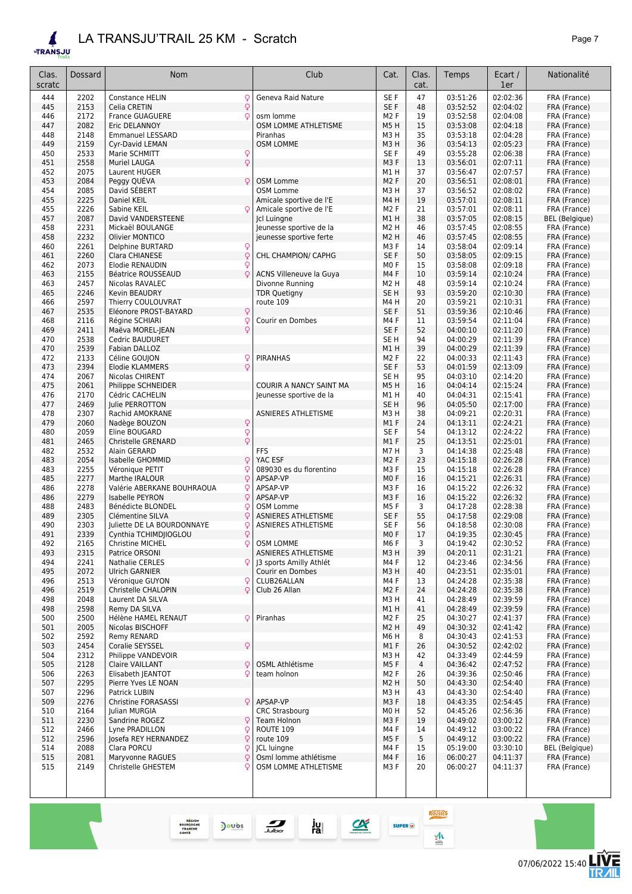# LA TRANSJU'TRAIL 25 KM - Scratch

| Clas. scratc | Dossard | Nom | Club | Cat. | Clas. cat. | Temps | Ecart / 1er | Nationalité |
|---|---|---|---|---|---|---|---|---|
| 444 | 2202 | Constance HELIN ♀ | Geneva Raid Nature | SE F | 47 | 03:51:26 | 02:02:36 | FRA (France) |
| 445 | 2153 | Celia CRETIN ♀ | | SE F | 48 | 03:52:52 | 02:04:02 | FRA (France) |
| 446 | 2172 | France GUAGUERE ♀ | osm lomme | M2 F | 19 | 03:52:58 | 02:04:08 | FRA (France) |
| 447 | 2082 | Eric DELANNOY | OSM LOMME ATHLETISME | M5 H | 15 | 03:53:08 | 02:04:18 | FRA (France) |
| 448 | 2148 | Emmanuel LESSARD | Piranhas | M3 H | 35 | 03:53:18 | 02:04:28 | FRA (France) |
| 449 | 2159 | Cyr-David LEMAN | OSM LOMME | M3 H | 36 | 03:54:13 | 02:05:23 | FRA (France) |
| 450 | 2533 | Marie SCHMITT ♀ | | SE F | 49 | 03:55:28 | 02:06:38 | FRA (France) |
| 451 | 2558 | Muriel LAUGA ♀ | | M3 F | 13 | 03:56:01 | 02:07:11 | FRA (France) |
| 452 | 2075 | Laurent HUGER | | M1 H | 37 | 03:56:47 | 02:07:57 | FRA (France) |
| 453 | 2084 | Peggy QUÉVA ♀ | OSM Lomme | M2 F | 20 | 03:56:51 | 02:08:01 | FRA (France) |
| 454 | 2085 | David SÉBERT | OSM Lomme | M3 H | 37 | 03:56:52 | 02:08:02 | FRA (France) |
| 455 | 2225 | Daniel KEIL | Amicale sportive de l'E | M4 H | 19 | 03:57:01 | 02:08:11 | FRA (France) |
| 455 | 2226 | Sabine KEIL ♀ | Amicale sportive de l'E | M2 F | 21 | 03:57:01 | 02:08:11 | FRA (France) |
| 457 | 2087 | David VANDERSTEENE | Jcl Luingne | M1 H | 38 | 03:57:05 | 02:08:15 | BEL (Belgique) |
| 458 | 2231 | Mickaël BOULANGE | Jeunesse sportive de la | M2 H | 46 | 03:57:45 | 02:08:55 | FRA (France) |
| 458 | 2232 | Olivier MONTICO | jeunesse sportive ferte | M2 H | 46 | 03:57:45 | 02:08:55 | FRA (France) |
| 460 | 2261 | Delphine BURTARD ♀ | | M3 F | 14 | 03:58:04 | 02:09:14 | FRA (France) |
| 461 | 2260 | Clara CHIANESE ♀ | CHL CHAMPION/ CAPHG | SE F | 50 | 03:58:05 | 02:09:15 | FRA (France) |
| 462 | 2073 | Elodie RENAUDIN ♀ | | M0 F | 15 | 03:58:08 | 02:09:18 | FRA (France) |
| 463 | 2155 | Béatrice ROUSSEAUD ♀ | ACNS Villeneuve la Guya | M4 F | 10 | 03:59:14 | 02:10:24 | FRA (France) |
| 463 | 2457 | Nicolas RAVALEC | Divonne Running | M2 H | 48 | 03:59:14 | 02:10:24 | FRA (France) |
| 465 | 2246 | Kevin BEAUDRY | TDR Quetigny | SE H | 93 | 03:59:20 | 02:10:30 | FRA (France) |
| 466 | 2597 | Thierry COULOUVRAT | route 109 | M4 H | 20 | 03:59:21 | 02:10:31 | FRA (France) |
| 467 | 2535 | Eléonore PROST-BAYARD ♀ | | SE F | 51 | 03:59:36 | 02:10:46 | FRA (France) |
| 468 | 2116 | Régine SCHIARI ♀ | Courir en Dombes | M4 F | 11 | 03:59:54 | 02:11:04 | FRA (France) |
| 469 | 2411 | Maëva MOREL-JEAN ♀ | | SE F | 52 | 04:00:10 | 02:11:20 | FRA (France) |
| 470 | 2538 | Cedric BAUDURET | | SE H | 94 | 04:00:29 | 02:11:39 | FRA (France) |
| 470 | 2539 | Fabian DALLOZ | | M1 H | 39 | 04:00:29 | 02:11:39 | FRA (France) |
| 472 | 2133 | Céline GOUJON ♀ | PIRANHAS | M2 F | 22 | 04:00:33 | 02:11:43 | FRA (France) |
| 473 | 2394 | Elodie KLAMMERS ♀ | | SE F | 53 | 04:01:59 | 02:13:09 | FRA (France) |
| 474 | 2067 | Nicolas CHIRENT | | SE H | 95 | 04:03:10 | 02:14:20 | FRA (France) |
| 475 | 2061 | Philippe SCHNEIDER | COURIR A NANCY SAINT MA | M5 H | 16 | 04:04:14 | 02:15:24 | FRA (France) |
| 476 | 2170 | Cédric CACHELIN | Jeunesse sportive de la | M1 H | 40 | 04:04:31 | 02:15:41 | FRA (France) |
| 477 | 2469 | Julie PERROTTON | | SE H | 96 | 04:05:50 | 02:17:00 | FRA (France) |
| 478 | 2307 | Rachid AMOKRANE | ASNIERES ATHLETISME | M3 H | 38 | 04:09:21 | 02:20:31 | FRA (France) |
| 479 | 2060 | Nadège BOUZON ♀ | | M1 F | 24 | 04:13:11 | 02:24:21 | FRA (France) |
| 480 | 2059 | Eline BOUGARD ♀ | | SE F | 54 | 04:13:12 | 02:24:22 | FRA (France) |
| 481 | 2465 | Christelle GRENARD ♀ | | M1 F | 25 | 04:13:51 | 02:25:01 | FRA (France) |
| 482 | 2532 | Alain GERARD | FFS | M7 H | 3 | 04:14:38 | 02:25:48 | FRA (France) |
| 483 | 2054 | Isabelle GHOMMID ♀ | YAC ESF | M2 F | 23 | 04:15:18 | 02:26:28 | FRA (France) |
| 483 | 2255 | Véronique PETIT ♀ | 089030 es du florentino | M3 F | 15 | 04:15:18 | 02:26:28 | FRA (France) |
| 485 | 2277 | Marthe IRALOUR ♀ | APSAP-VP | M0 F | 16 | 04:15:21 | 02:26:31 | FRA (France) |
| 486 | 2278 | Valérie ABERKANE BOUHRAOUA ♀ | APSAP-VP | M3 F | 16 | 04:15:22 | 02:26:32 | FRA (France) |
| 486 | 2279 | Isabelle PEYRON ♀ | APSAP-VP | M3 F | 16 | 04:15:22 | 02:26:32 | FRA (France) |
| 488 | 2483 | Bénédicte BLONDEL ♀ | OSM Lomme | M5 F | 3 | 04:17:28 | 02:28:38 | FRA (France) |
| 489 | 2305 | Clémentine SILVA ♀ | ASNIERES ATHLETISME | SE F | 55 | 04:17:58 | 02:29:08 | FRA (France) |
| 490 | 2303 | Juliette DE LA BOURDONNAYE ♀ | ASNIERES ATHLETISME | SE F | 56 | 04:18:58 | 02:30:08 | FRA (France) |
| 491 | 2339 | Cynthia TCHIMDJIOGLOU ♀ | | M0 F | 17 | 04:19:35 | 02:30:45 | FRA (France) |
| 492 | 2165 | Christine MICHEL ♀ | OSM LOMME | M6 F | 3 | 04:19:42 | 02:30:52 | FRA (France) |
| 493 | 2315 | Patrice ORSONI | ASNIERES ATHLETISME | M3 H | 39 | 04:20:11 | 02:31:21 | FRA (France) |
| 494 | 2241 | Nathalie CERLES ♀ | J3 sports Amilly Athlét | M4 F | 12 | 04:23:46 | 02:34:56 | FRA (France) |
| 495 | 2072 | Ulrich GARNIER | Courir en Dombes | M3 H | 40 | 04:23:51 | 02:35:01 | FRA (France) |
| 496 | 2513 | Véronique GUYON ♀ | CLUB26ALLAN | M4 F | 13 | 04:24:28 | 02:35:38 | FRA (France) |
| 496 | 2519 | Christelle CHALOPIN ♀ | Club 26 Allan | M2 F | 24 | 04:24:28 | 02:35:38 | FRA (France) |
| 498 | 2048 | Laurent DA SILVA | | M3 H | 41 | 04:28:49 | 02:39:59 | FRA (France) |
| 498 | 2598 | Remy DA SILVA | | M1 H | 41 | 04:28:49 | 02:39:59 | FRA (France) |
| 500 | 2500 | Hélène HAMEL RENAUT ♀ | Piranhas | M2 F | 25 | 04:30:27 | 02:41:37 | FRA (France) |
| 501 | 2005 | Nicolas BISCHOFF | | M2 H | 49 | 04:30:32 | 02:41:42 | FRA (France) |
| 502 | 2592 | Remy RENARD | | M6 H | 8 | 04:30:43 | 02:41:53 | FRA (France) |
| 503 | 2454 | Coralie SEYSSEL ♀ | | M1 F | 26 | 04:30:52 | 02:42:02 | FRA (France) |
| 504 | 2312 | Philippe VANDEVOIR | | M3 H | 42 | 04:33:49 | 02:44:59 | FRA (France) |
| 505 | 2128 | Claire VAILLANT ♀ | OSML Athlétisme | M5 F | 4 | 04:36:42 | 02:47:52 | FRA (France) |
| 506 | 2263 | Elisabeth JEANTOT ♀ | team holnon | M2 F | 26 | 04:39:36 | 02:50:46 | FRA (France) |
| 507 | 2295 | Pierre Yves LE NOAN | | M2 H | 50 | 04:43:30 | 02:54:40 | FRA (France) |
| 507 | 2296 | Patrick LUBIN | | M3 H | 43 | 04:43:30 | 02:54:40 | FRA (France) |
| 509 | 2276 | Christine FORASASSI ♀ | APSAP-VP | M3 F | 18 | 04:43:35 | 02:54:45 | FRA (France) |
| 510 | 2164 | Julian MURGIA | CRC Strasbourg | M0 H | 52 | 04:45:26 | 02:56:36 | FRA (France) |
| 511 | 2230 | Sandrine ROGEZ ♀ | Team Holnon | M3 F | 19 | 04:49:02 | 03:00:12 | FRA (France) |
| 512 | 2466 | Lyne PRADILLON ♀ | ROUTE 109 | M4 F | 14 | 04:49:12 | 03:00:22 | FRA (France) |
| 512 | 2596 | Josefa REY HERNANDEZ ♀ | route 109 | M5 F | 5 | 04:49:12 | 03:00:22 | FRA (France) |
| 514 | 2088 | Clara PORCU ♀ | JCL luingne | M4 F | 15 | 05:19:00 | 03:30:10 | BEL (Belgique) |
| 515 | 2081 | Maryvonne RAGUES ♀ | Osml lomme athlétisme | M4 F | 16 | 06:00:27 | 04:11:37 | FRA (France) |
| 515 | 2149 | Christelle GHESTEM ♀ | OSM LOMME ATHLETISME | M3 F | 20 | 06:00:27 | 04:11:37 | FRA (France) |

07/06/2022 15:40